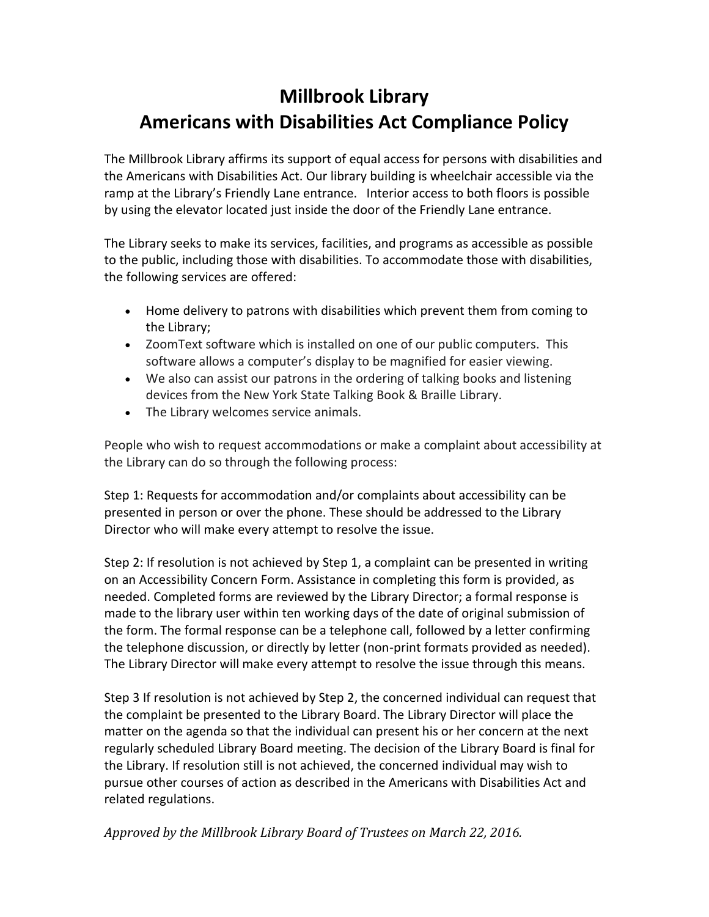# Millbrook Library
# Americans with Disabilities Act Compliance Policy

The Millbrook Library affirms its support of equal access for persons with disabilities and the Americans with Disabilities Act. Our library building is wheelchair accessible via the ramp at the Library's Friendly Lane entrance. Interior access to both floors is possible by using the elevator located just inside the door of the Friendly Lane entrance.

The Library seeks to make its services, facilities, and programs as accessible as possible to the public, including those with disabilities. To accommodate those with disabilities, the following services are offered:

- Home delivery to patrons with disabilities which prevent them from coming to the Library;
- ZoomText software which is installed on one of our public computers. This software allows a computer's display to be magnified for easier viewing.
- We also can assist our patrons in the ordering of talking books and listening devices from the New York State Talking Book & Braille Library.
- The Library welcomes service animals.

People who wish to request accommodations or make a complaint about accessibility at the Library can do so through the following process:

Step 1: Requests for accommodation and/or complaints about accessibility can be presented in person or over the phone. These should be addressed to the Library Director who will make every attempt to resolve the issue.

Step 2: If resolution is not achieved by Step 1, a complaint can be presented in writing on an Accessibility Concern Form. Assistance in completing this form is provided, as needed. Completed forms are reviewed by the Library Director; a formal response is made to the library user within ten working days of the date of original submission of the form. The formal response can be a telephone call, followed by a letter confirming the telephone discussion, or directly by letter (non-print formats provided as needed). The Library Director will make every attempt to resolve the issue through this means.

Step 3 If resolution is not achieved by Step 2, the concerned individual can request that the complaint be presented to the Library Board. The Library Director will place the matter on the agenda so that the individual can present his or her concern at the next regularly scheduled Library Board meeting. The decision of the Library Board is final for the Library. If resolution still is not achieved, the concerned individual may wish to pursue other courses of action as described in the Americans with Disabilities Act and related regulations.

*Approved by the Millbrook Library Board of Trustees on March 22, 2016.*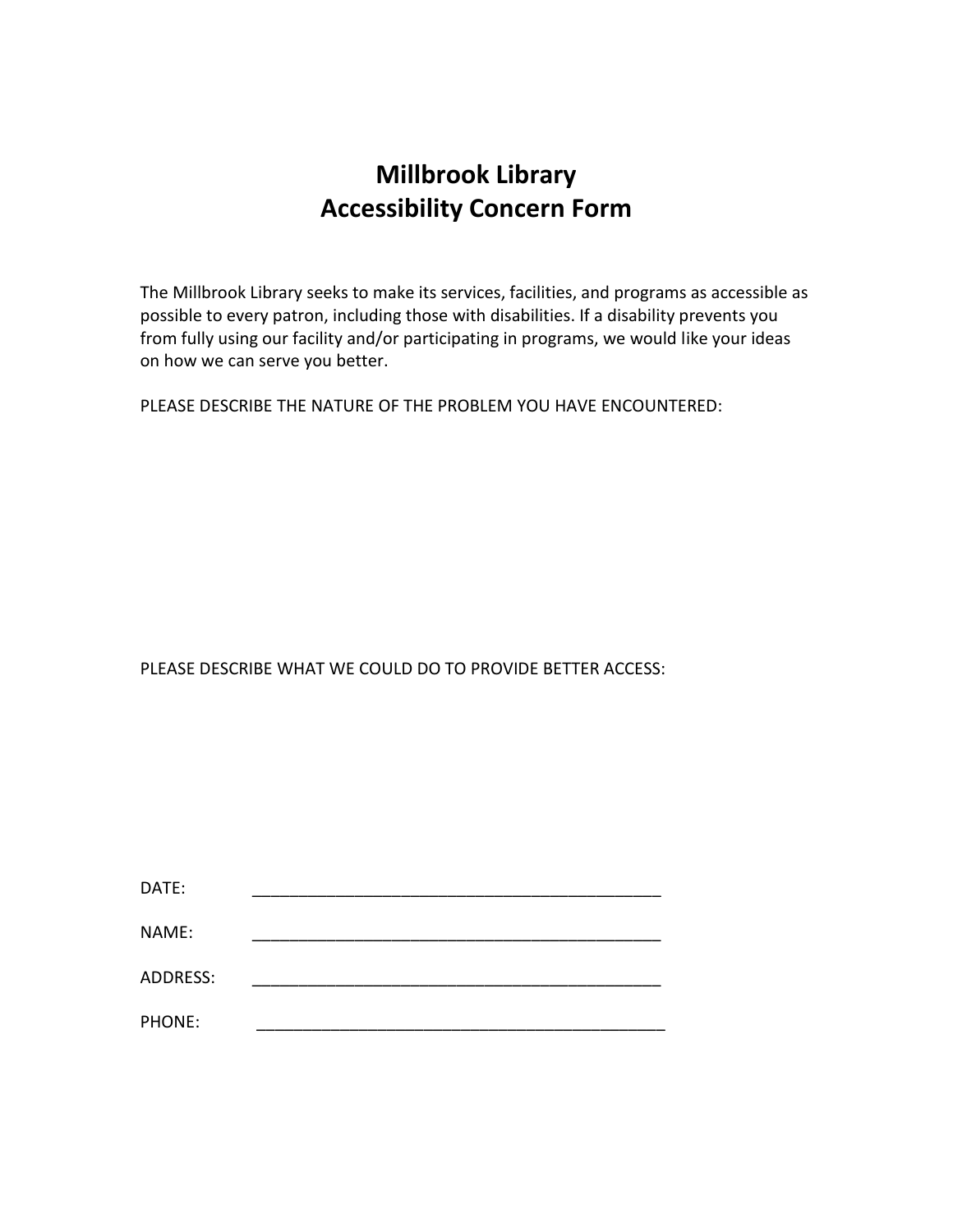# Millbrook Library
# Accessibility Concern Form

The Millbrook Library seeks to make its services, facilities, and programs as accessible as possible to every patron, including those with disabilities. If a disability prevents you from fully using our facility and/or participating in programs, we would like your ideas on how we can serve you better.

PLEASE DESCRIBE THE NATURE OF THE PROBLEM YOU HAVE ENCOUNTERED:

PLEASE DESCRIBE WHAT WE COULD DO TO PROVIDE BETTER ACCESS:

DATE: _____________________________________________

NAME: _____________________________________________

ADDRESS: _____________________________________________

PHONE: _____________________________________________